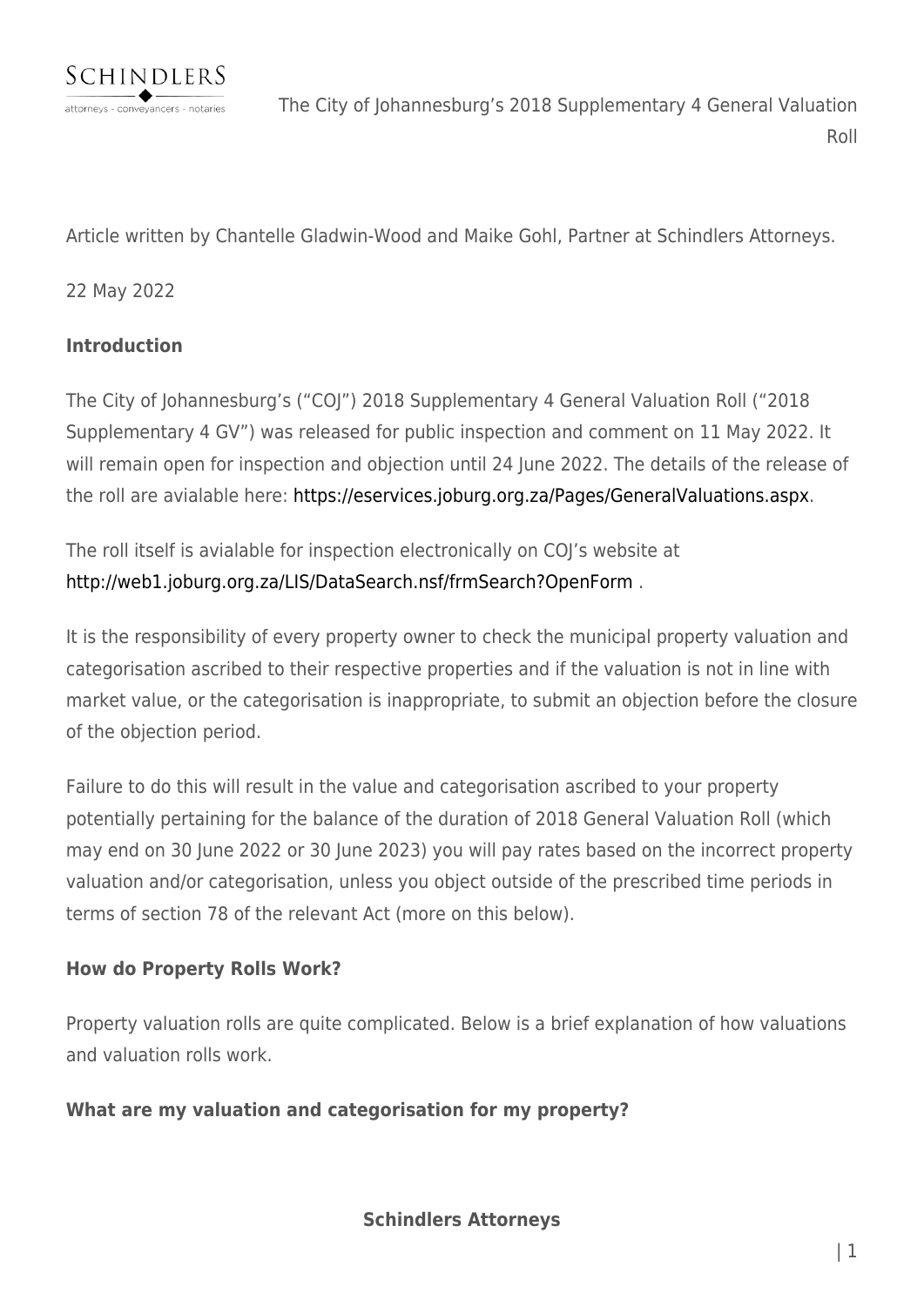# The City of Johannesburg's 2018 Supplementary 4 General Valuation Roll

Article written by Chantelle Gladwin-Wood and Maike Gohl, Partner at Schindlers Attorneys.

22 May 2022

**Introduction**

The City of Johannesburg's ("COJ") 2018 Supplementary 4 General Valuation Roll ("2018 Supplementary 4 GV") was released for public inspection and comment on 11 May 2022. It will remain open for inspection and objection until 24 June 2022. The details of the release of the roll are avialable here: https://eservices.joburg.org.za/Pages/GeneralValuations.aspx.

The roll itself is avialable for inspection electronically on COJ's website at http://web1.joburg.org.za/LIS/DataSearch.nsf/frmSearch?OpenForm .

It is the responsibility of every property owner to check the municipal property valuation and categorisation ascribed to their respective properties and if the valuation is not in line with market value, or the categorisation is inappropriate, to submit an objection before the closure of the objection period.

Failure to do this will result in the value and categorisation ascribed to your property potentially pertaining for the balance of the duration of 2018 General Valuation Roll (which may end on 30 June 2022 or 30 June 2023) you will pay rates based on the incorrect property valuation and/or categorisation, unless you object outside of the prescribed time periods in terms of section 78 of the relevant Act (more on this below).

**How do Property Rolls Work?**

Property valuation rolls are quite complicated. Below is a brief explanation of how valuations and valuation rolls work.

**What are my valuation and categorisation for my property?**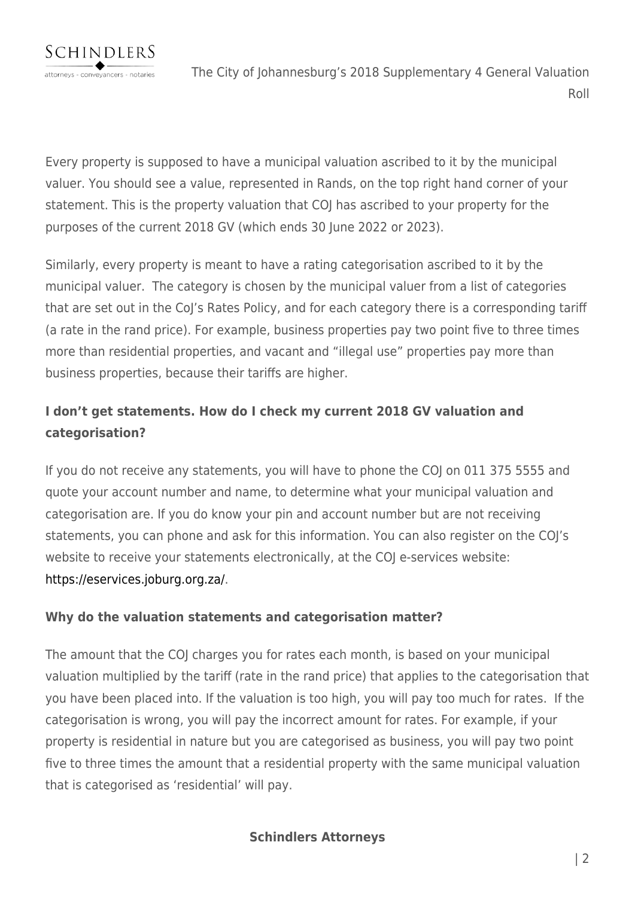Every property is supposed to have a municipal valuation ascribed to it by the municipal valuer. You should see a value, represented in Rands, on the top right hand corner of your statement. This is the property valuation that COJ has ascribed to your property for the purposes of the current 2018 GV (which ends 30 June 2022 or 2023).

Similarly, every property is meant to have a rating categorisation ascribed to it by the municipal valuer. The category is chosen by the municipal valuer from a list of categories that are set out in the CoJ's Rates Policy, and for each category there is a corresponding tariff (a rate in the rand price). For example, business properties pay two point five to three times more than residential properties, and vacant and "illegal use" properties pay more than business properties, because their tariffs are higher.

**I don't get statements. How do I check my current 2018 GV valuation and categorisation?**

If you do not receive any statements, you will have to phone the COJ on 011 375 5555 and quote your account number and name, to determine what your municipal valuation and categorisation are. If you do know your pin and account number but are not receiving statements, you can phone and ask for this information. You can also register on the COJ's website to receive your statements electronically, at the COJ e-services website: https://eservices.joburg.org.za/.

**Why do the valuation statements and categorisation matter?**

The amount that the COJ charges you for rates each month, is based on your municipal valuation multiplied by the tariff (rate in the rand price) that applies to the categorisation that you have been placed into. If the valuation is too high, you will pay too much for rates. If the categorisation is wrong, you will pay the incorrect amount for rates. For example, if your property is residential in nature but you are categorised as business, you will pay two point five to three times the amount that a residential property with the same municipal valuation that is categorised as 'residential' will pay.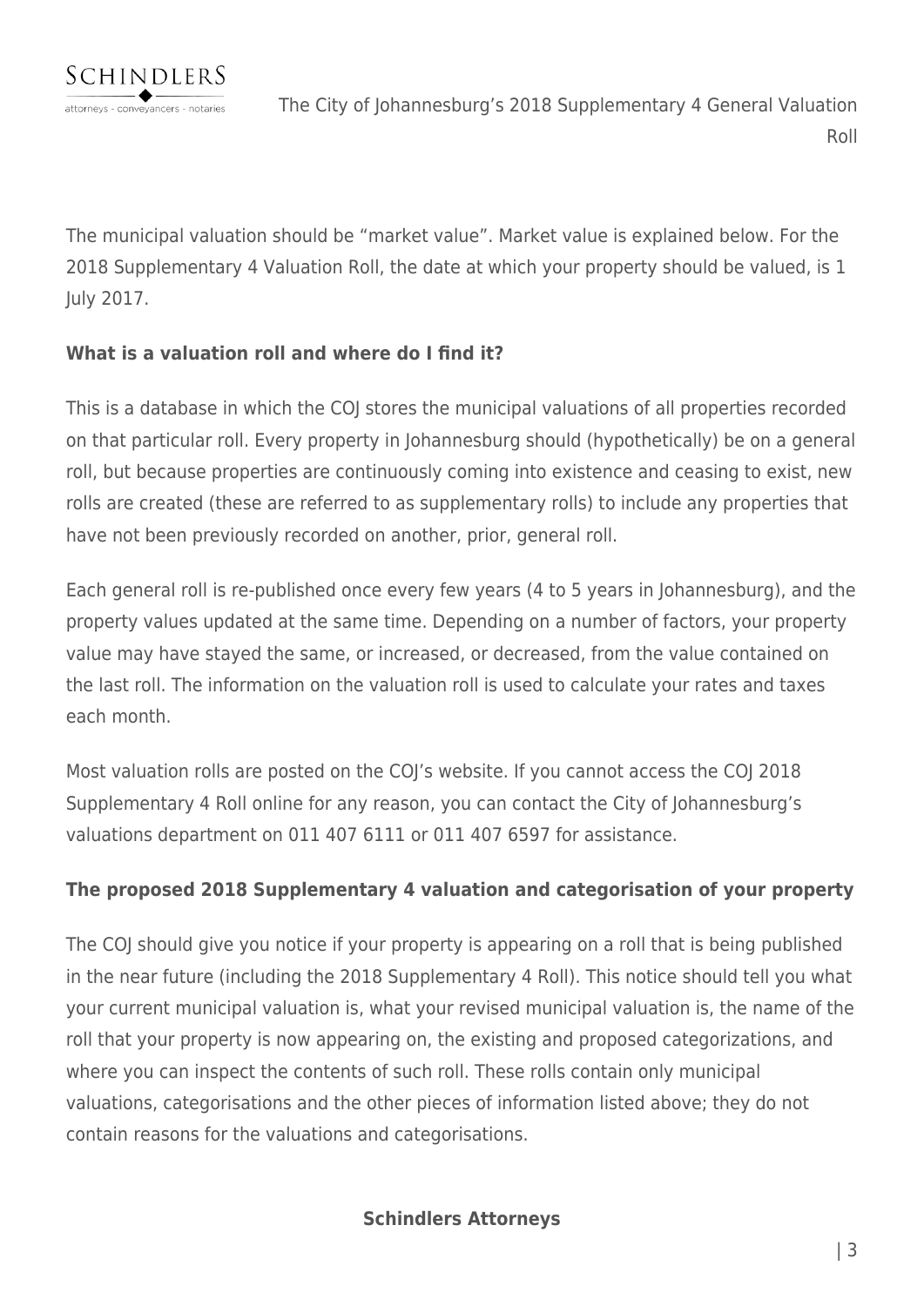The municipal valuation should be "market value". Market value is explained below. For the 2018 Supplementary 4 Valuation Roll, the date at which your property should be valued, is 1 July 2017.

**What is a valuation roll and where do I find it?**

This is a database in which the COJ stores the municipal valuations of all properties recorded on that particular roll. Every property in Johannesburg should (hypothetically) be on a general roll, but because properties are continuously coming into existence and ceasing to exist, new rolls are created (these are referred to as supplementary rolls) to include any properties that have not been previously recorded on another, prior, general roll.

Each general roll is re-published once every few years (4 to 5 years in Johannesburg), and the property values updated at the same time. Depending on a number of factors, your property value may have stayed the same, or increased, or decreased, from the value contained on the last roll. The information on the valuation roll is used to calculate your rates and taxes each month.

Most valuation rolls are posted on the COJ's website. If you cannot access the COJ 2018 Supplementary 4 Roll online for any reason, you can contact the City of Johannesburg's valuations department on 011 407 6111 or 011 407 6597 for assistance.

**The proposed 2018 Supplementary 4 valuation and categorisation of your property**

The COJ should give you notice if your property is appearing on a roll that is being published in the near future (including the 2018 Supplementary 4 Roll). This notice should tell you what your current municipal valuation is, what your revised municipal valuation is, the name of the roll that your property is now appearing on, the existing and proposed categorizations, and where you can inspect the contents of such roll. These rolls contain only municipal valuations, categorisations and the other pieces of information listed above; they do not contain reasons for the valuations and categorisations.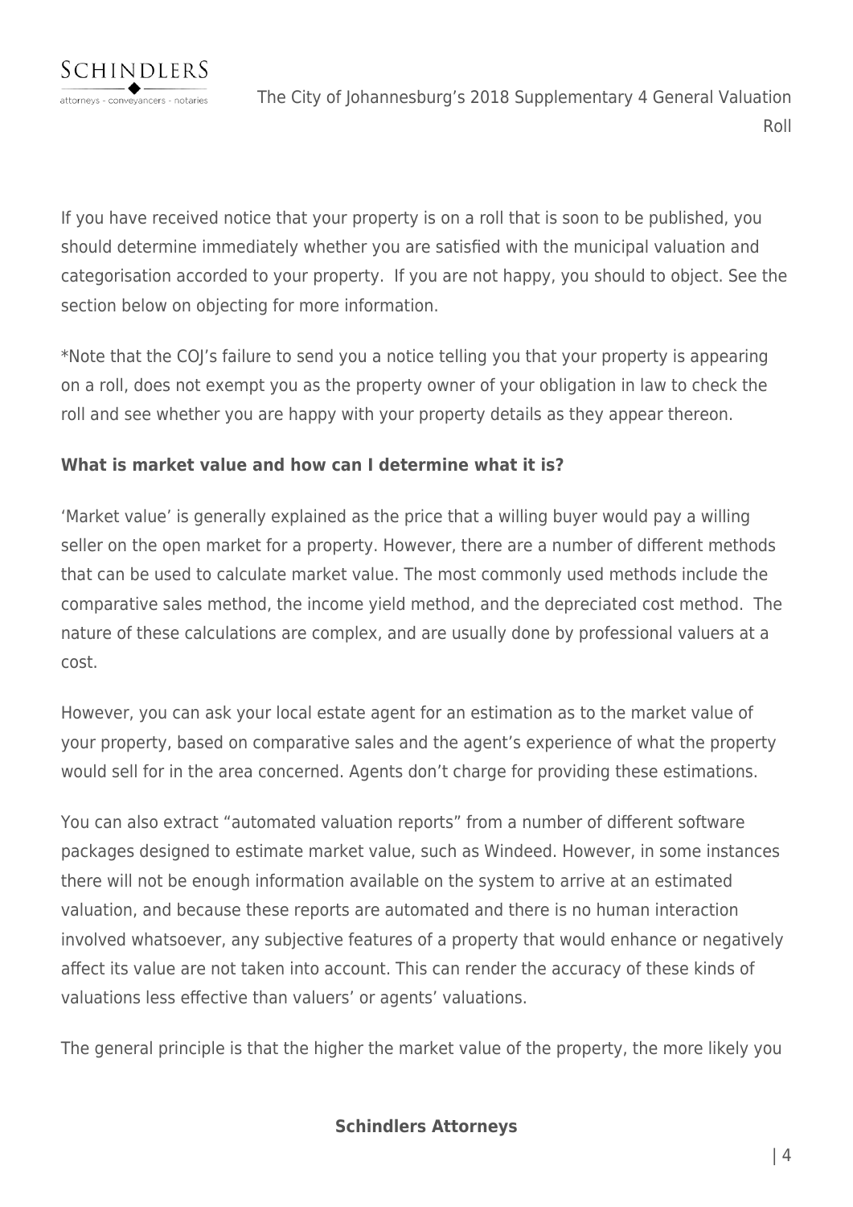If you have received notice that your property is on a roll that is soon to be published, you should determine immediately whether you are satisfied with the municipal valuation and categorisation accorded to your property. If you are not happy, you should to object. See the section below on objecting for more information.

*Note that the COJ's failure to send you a notice telling you that your property is appearing on a roll, does not exempt you as the property owner of your obligation in law to check the roll and see whether you are happy with your property details as they appear thereon.

**What is market value and how can I determine what it is?**

'Market value' is generally explained as the price that a willing buyer would pay a willing seller on the open market for a property. However, there are a number of different methods that can be used to calculate market value. The most commonly used methods include the comparative sales method, the income yield method, and the depreciated cost method. The nature of these calculations are complex, and are usually done by professional valuers at a cost.

However, you can ask your local estate agent for an estimation as to the market value of your property, based on comparative sales and the agent's experience of what the property would sell for in the area concerned. Agents don't charge for providing these estimations.

You can also extract "automated valuation reports" from a number of different software packages designed to estimate market value, such as Windeed. However, in some instances there will not be enough information available on the system to arrive at an estimated valuation, and because these reports are automated and there is no human interaction involved whatsoever, any subjective features of a property that would enhance or negatively affect its value are not taken into account. This can render the accuracy of these kinds of valuations less effective than valuers' or agents' valuations.

The general principle is that the higher the market value of the property, the more likely you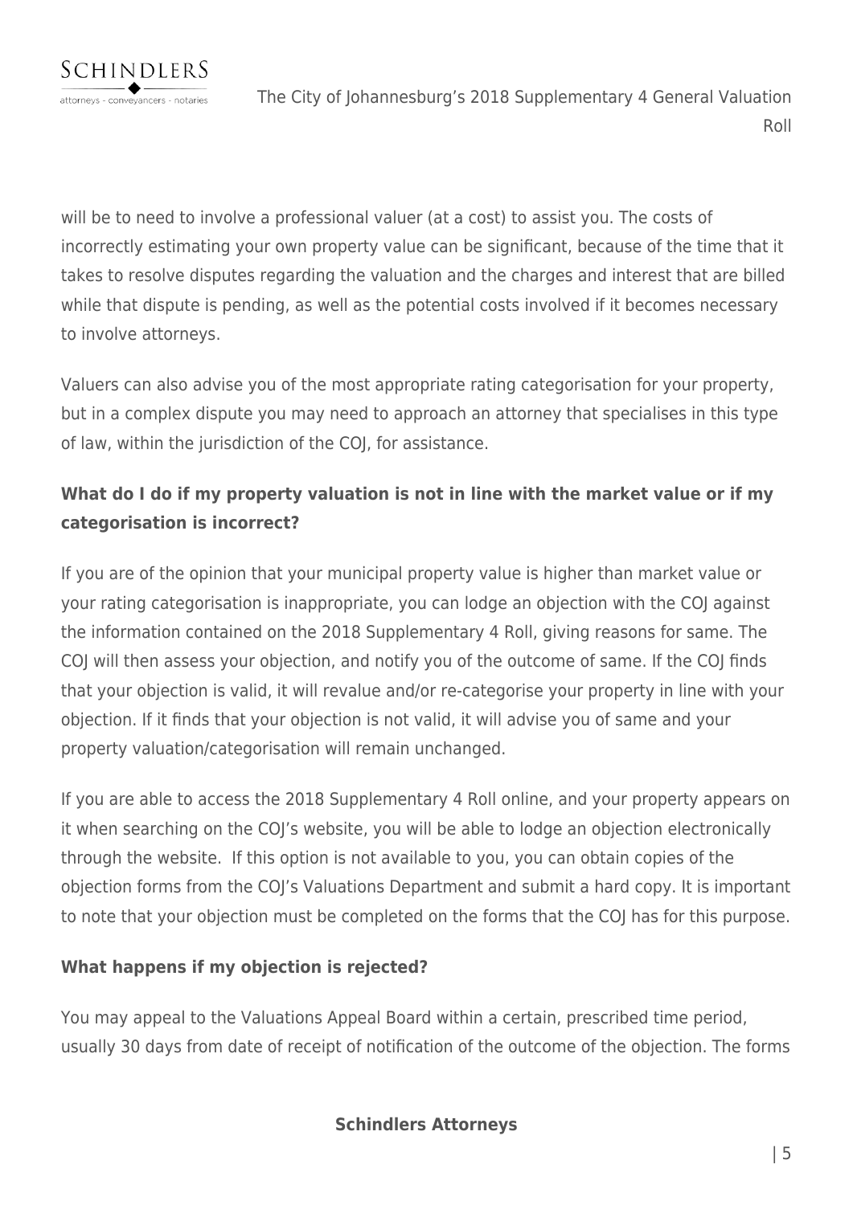will be to need to involve a professional valuer (at a cost) to assist you. The costs of incorrectly estimating your own property value can be significant, because of the time that it takes to resolve disputes regarding the valuation and the charges and interest that are billed while that dispute is pending, as well as the potential costs involved if it becomes necessary to involve attorneys.

Valuers can also advise you of the most appropriate rating categorisation for your property, but in a complex dispute you may need to approach an attorney that specialises in this type of law, within the jurisdiction of the COJ, for assistance.

**What do I do if my property valuation is not in line with the market value or if my categorisation is incorrect?**

If you are of the opinion that your municipal property value is higher than market value or your rating categorisation is inappropriate, you can lodge an objection with the COJ against the information contained on the 2018 Supplementary 4 Roll, giving reasons for same. The COJ will then assess your objection, and notify you of the outcome of same. If the COJ finds that your objection is valid, it will revalue and/or re-categorise your property in line with your objection. If it finds that your objection is not valid, it will advise you of same and your property valuation/categorisation will remain unchanged.

If you are able to access the 2018 Supplementary 4 Roll online, and your property appears on it when searching on the COJ's website, you will be able to lodge an objection electronically through the website. If this option is not available to you, you can obtain copies of the objection forms from the COJ's Valuations Department and submit a hard copy. It is important to note that your objection must be completed on the forms that the COJ has for this purpose.

**What happens if my objection is rejected?**

You may appeal to the Valuations Appeal Board within a certain, prescribed time period, usually 30 days from date of receipt of notification of the outcome of the objection. The forms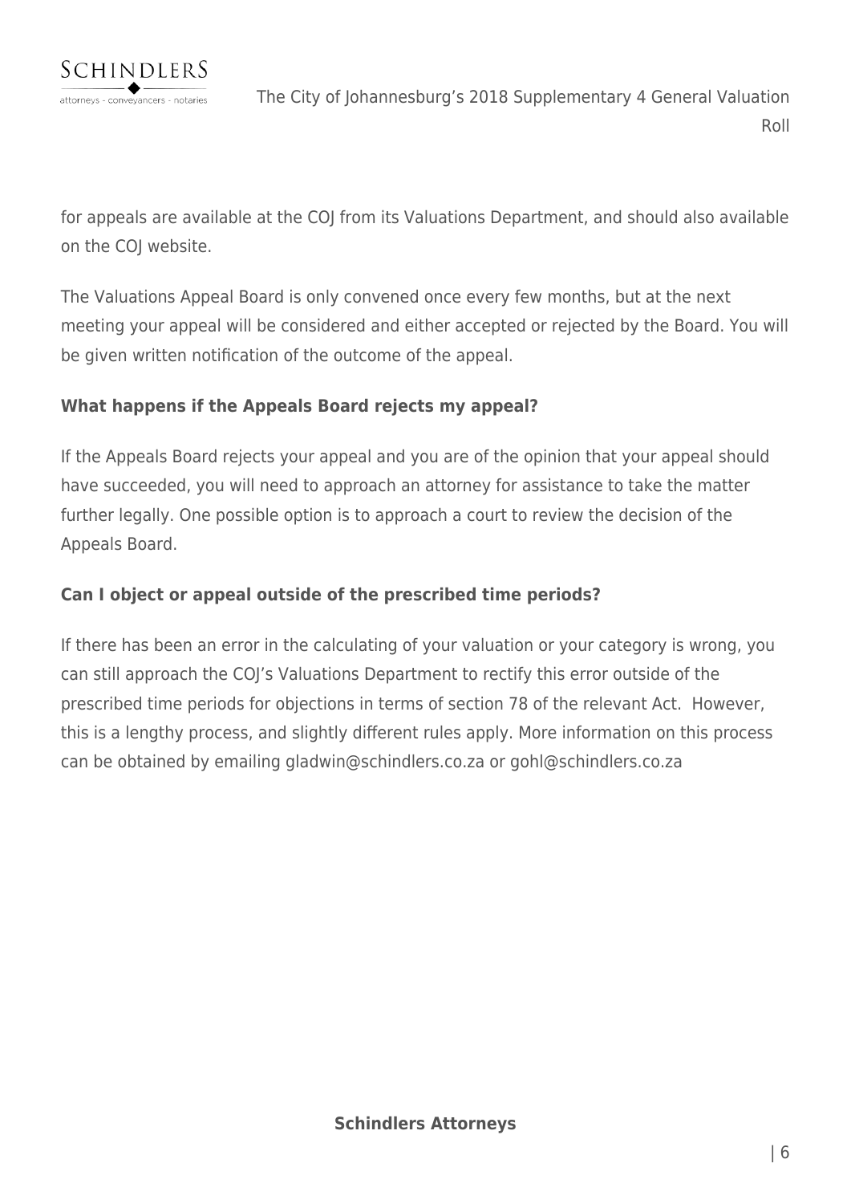for appeals are available at the COJ from its Valuations Department, and should also available on the COJ website.

The Valuations Appeal Board is only convened once every few months, but at the next meeting your appeal will be considered and either accepted or rejected by the Board. You will be given written notification of the outcome of the appeal.

**What happens if the Appeals Board rejects my appeal?**

If the Appeals Board rejects your appeal and you are of the opinion that your appeal should have succeeded, you will need to approach an attorney for assistance to take the matter further legally. One possible option is to approach a court to review the decision of the Appeals Board.

**Can I object or appeal outside of the prescribed time periods?**

If there has been an error in the calculating of your valuation or your category is wrong, you can still approach the COJ's Valuations Department to rectify this error outside of the prescribed time periods for objections in terms of section 78 of the relevant Act. However, this is a lengthy process, and slightly different rules apply. More information on this process can be obtained by emailing gladwin@schindlers.co.za or gohl@schindlers.co.za

**Schindlers Attorneys**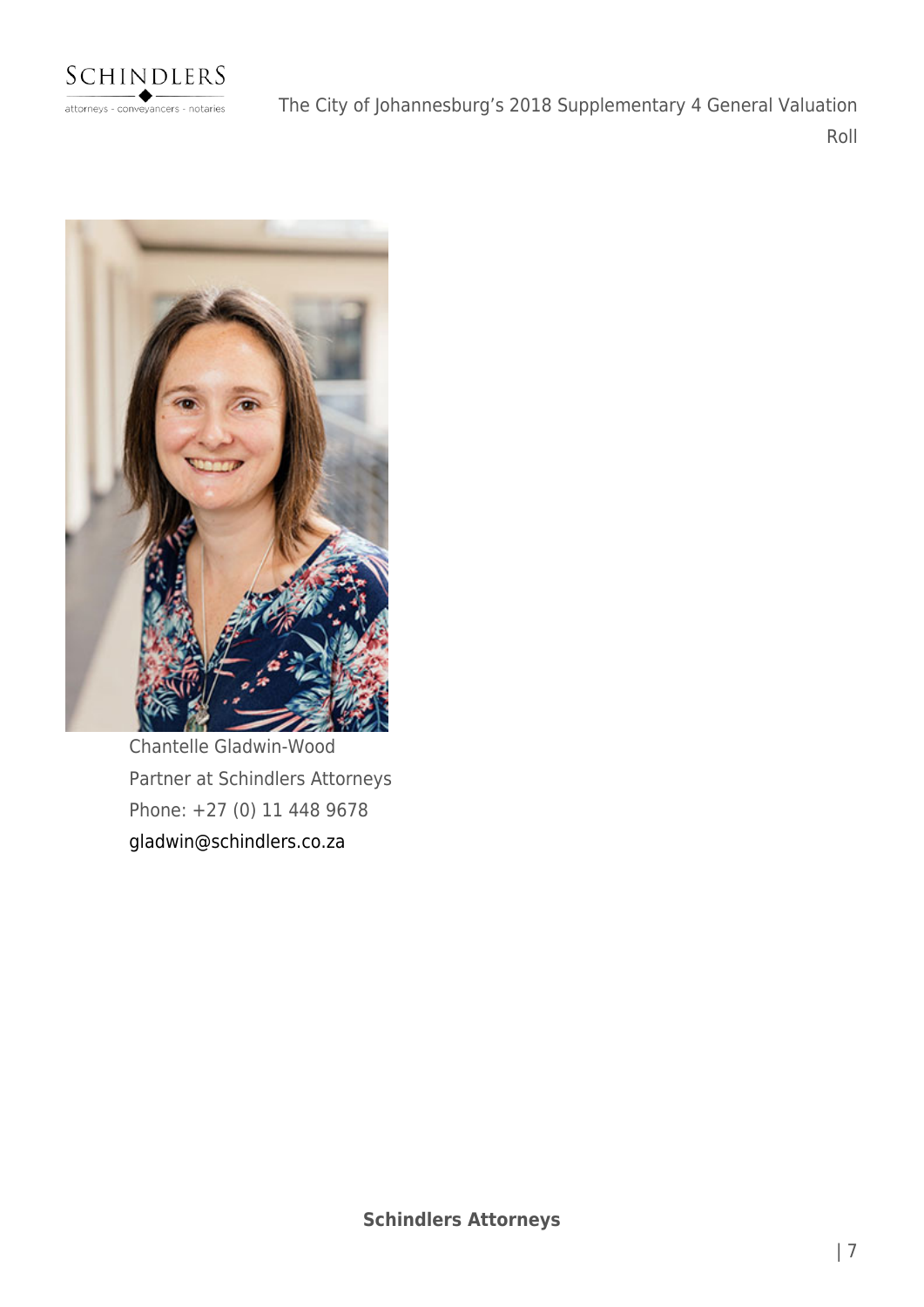Chantelle Gladwin-Wood
Partner at Schindlers Attorneys
Phone: +27 (0) 11 448 9678
gladwin@schindlers.co.za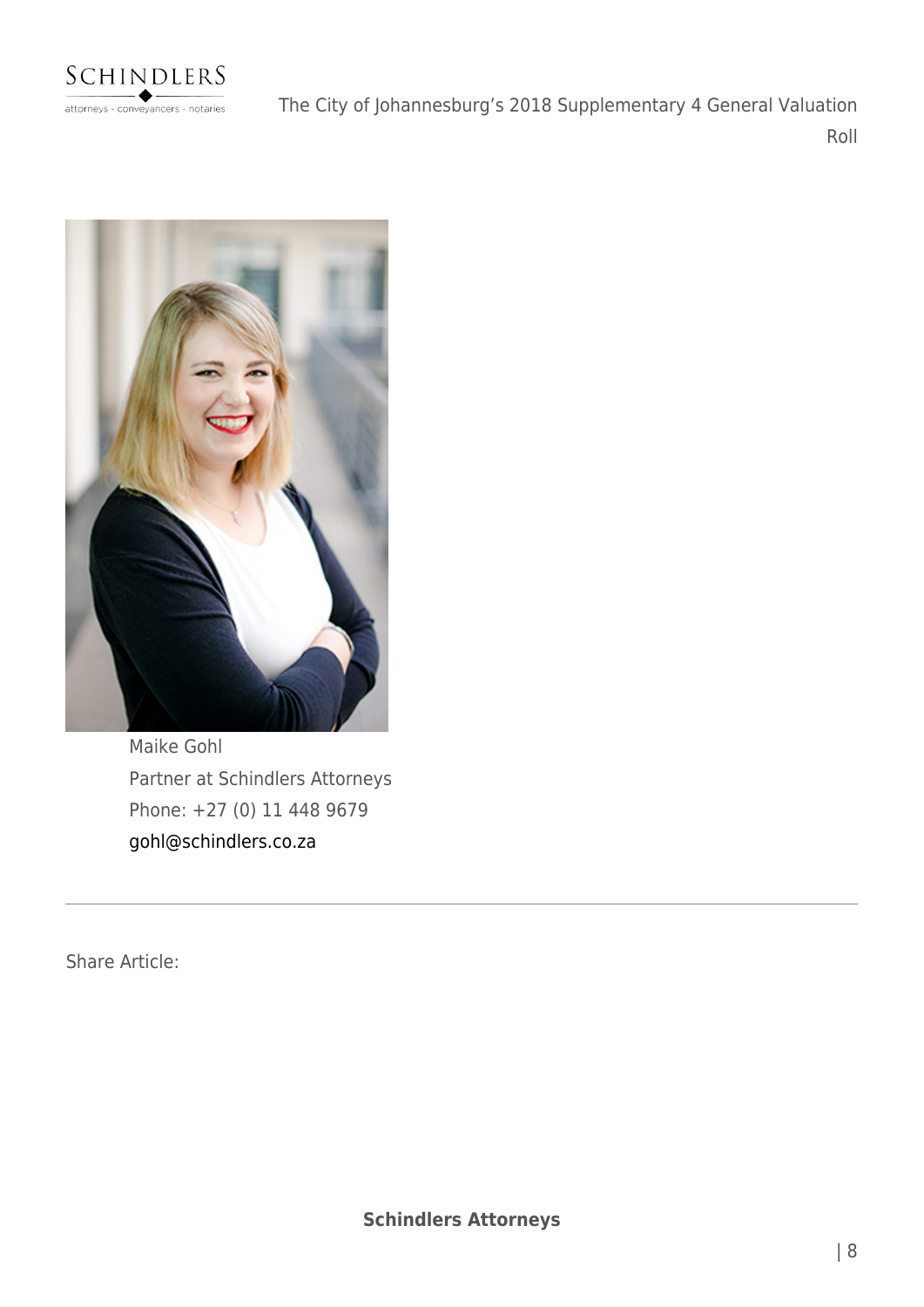Maike Gohl
Partner at Schindlers Attorneys
Phone: +27 (0) 11 448 9679
gohl@schindlers.co.za

---

Share Article: